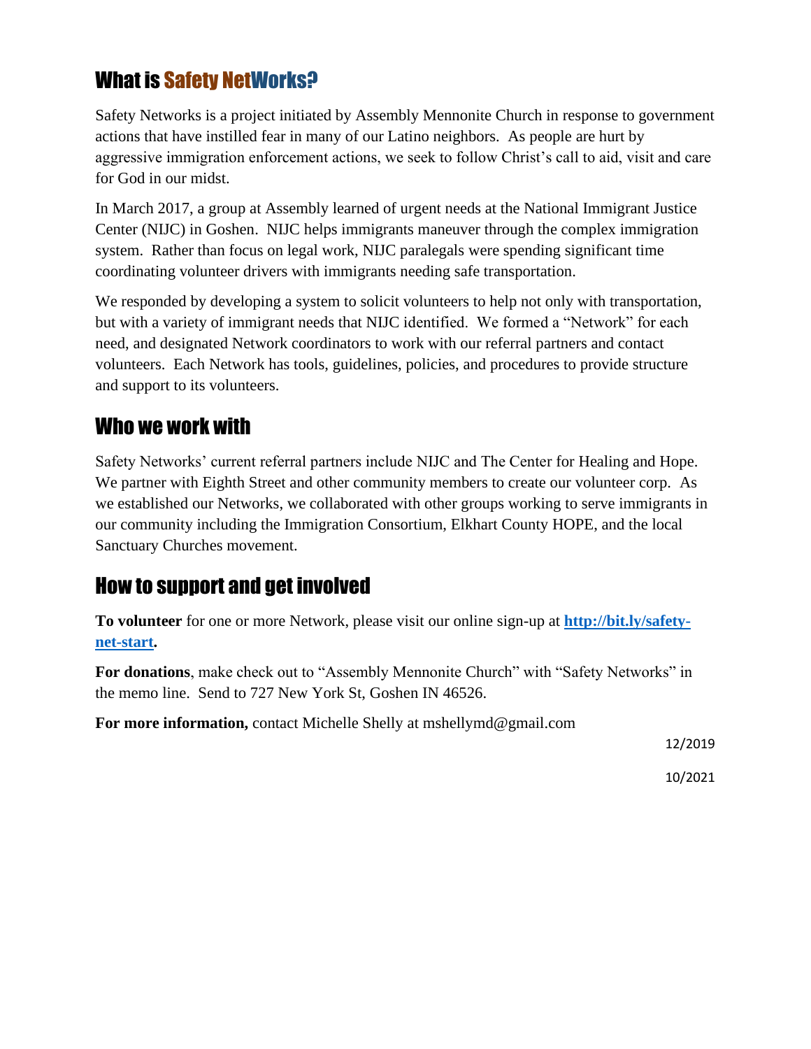## What is Safety NetWorks?

Safety Networks is a project initiated by Assembly Mennonite Church in response to government actions that have instilled fear in many of our Latino neighbors. As people are hurt by aggressive immigration enforcement actions, we seek to follow Christ's call to aid, visit and care for God in our midst.

In March 2017, a group at Assembly learned of urgent needs at the National Immigrant Justice Center (NIJC) in Goshen. NIJC helps immigrants maneuver through the complex immigration system. Rather than focus on legal work, NIJC paralegals were spending significant time coordinating volunteer drivers with immigrants needing safe transportation.

We responded by developing a system to solicit volunteers to help not only with transportation, but with a variety of immigrant needs that NIJC identified. We formed a "Network" for each need, and designated Network coordinators to work with our referral partners and contact volunteers. Each Network has tools, guidelines, policies, and procedures to provide structure and support to its volunteers.

## Who we work with

Safety Networks' current referral partners include NIJC and The Center for Healing and Hope. We partner with Eighth Street and other community members to create our volunteer corp. As we established our Networks, we collaborated with other groups working to serve immigrants in our community including the Immigration Consortium, Elkhart County HOPE, and the local Sanctuary Churches movement.

## How to support and get involved

**To volunteer** for one or more Network, please visit our online sign-up at **[http://bit.ly/safety-net-start](http://bit.ly/safety-net-start).**

**For donations**, make check out to "Assembly Mennonite Church" with "Safety Networks" in the memo line. Send to 727 New York St, Goshen IN 46526.

**For more information,** contact Michelle Shelly at mshellymd@gmail.com

12/2019

10/2021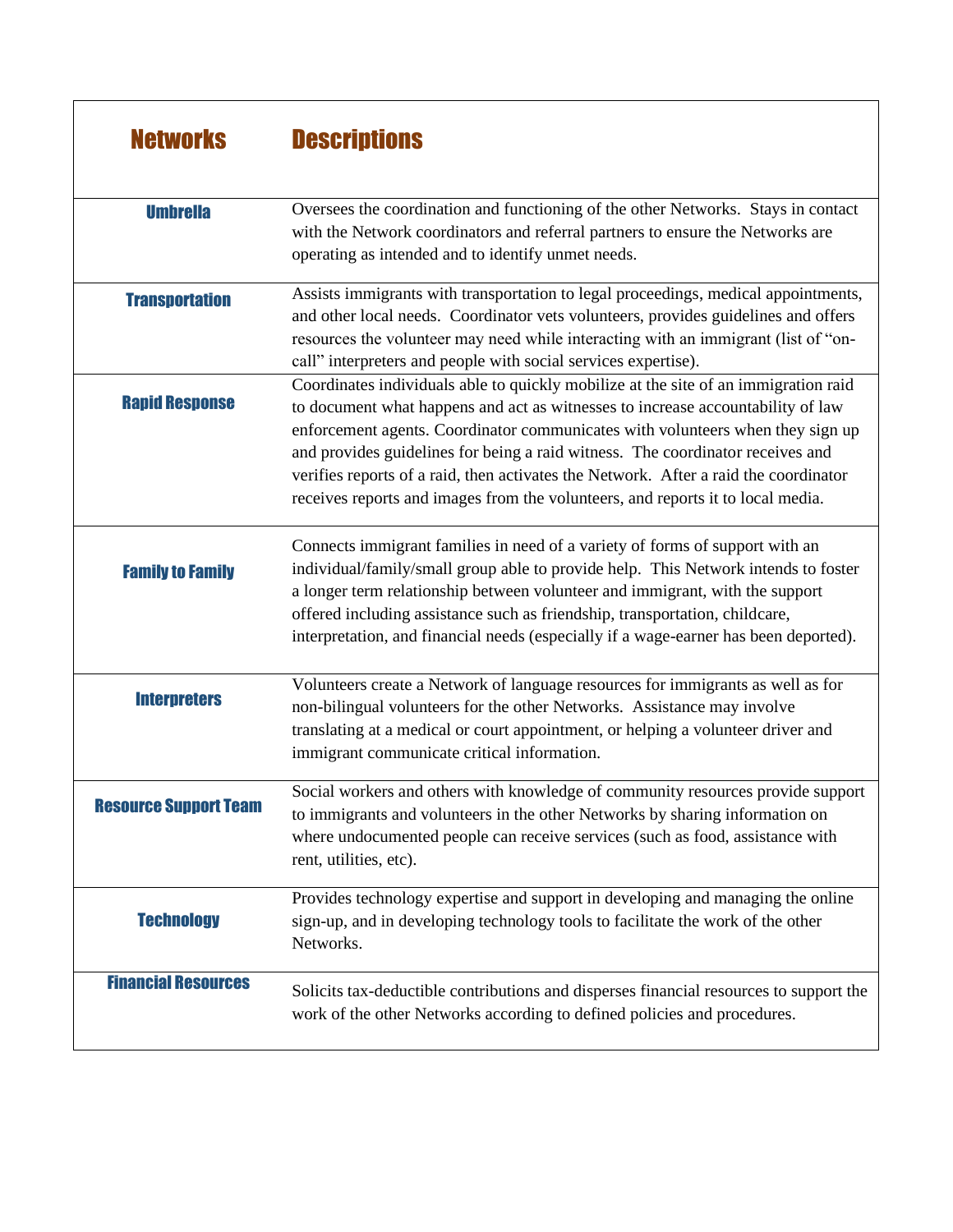| Networks | Descriptions |
|---|---|
| **Umbrella** | Oversees the coordination and functioning of the other Networks. Stays in contact with the Network coordinators and referral partners to ensure the Networks are operating as intended and to identify unmet needs. |
| **Transportation** | Assists immigrants with transportation to legal proceedings, medical appointments, and other local needs. Coordinator vets volunteers, provides guidelines and offers resources the volunteer may need while interacting with an immigrant (list of "on-call" interpreters and people with social services expertise). |
| **Rapid Response** | Coordinates individuals able to quickly mobilize at the site of an immigration raid to document what happens and act as witnesses to increase accountability of law enforcement agents. Coordinator communicates with volunteers when they sign up and provides guidelines for being a raid witness. The coordinator receives and verifies reports of a raid, then activates the Network. After a raid the coordinator receives reports and images from the volunteers, and reports it to local media. |
| **Family to Family** | Connects immigrant families in need of a variety of forms of support with an individual/family/small group able to provide help. This Network intends to foster a longer term relationship between volunteer and immigrant, with the support offered including assistance such as friendship, transportation, childcare, interpretation, and financial needs (especially if a wage-earner has been deported). |
| **Interpreters** | Volunteers create a Network of language resources for immigrants as well as for non-bilingual volunteers for the other Networks. Assistance may involve translating at a medical or court appointment, or helping a volunteer driver and immigrant communicate critical information. |
| **Resource Support Team** | Social workers and others with knowledge of community resources provide support to immigrants and volunteers in the other Networks by sharing information on where undocumented people can receive services (such as food, assistance with rent, utilities, etc). |
| **Technology** | Provides technology expertise and support in developing and managing the online sign-up, and in developing technology tools to facilitate the work of the other Networks. |
| **Financial Resources** | Solicits tax-deductible contributions and disperses financial resources to support the work of the other Networks according to defined policies and procedures. |